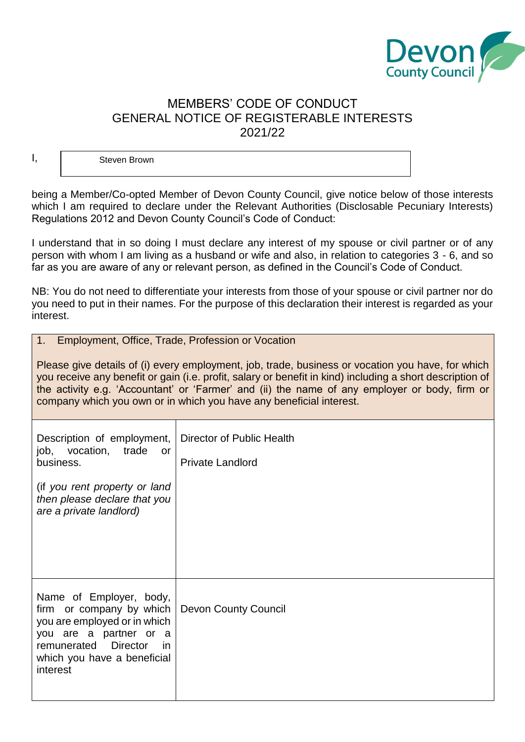Devon County Council

# MEMBERS' CODE OF CONDUCT
# GENERAL NOTICE OF REGISTERABLE INTERESTS
# 2021/22

I, Steven Brown

being a Member/Co-opted Member of Devon County Council, give notice below of those interests which I am required to declare under the Relevant Authorities (Disclosable Pecuniary Interests) Regulations 2012 and Devon County Council's Code of Conduct:

I understand that in so doing I must declare any interest of my spouse or civil partner or of any person with whom I am living as a husband or wife and also, in relation to categories 3 - 6, and so far as you are aware of any or relevant person, as defined in the Council's Code of Conduct.

NB: You do not need to differentiate your interests from those of your spouse or civil partner nor do you need to put in their names. For the purpose of this declaration their interest is regarded as your interest.

## 1. Employment, Office, Trade, Profession or Vocation

Please give details of (i) every employment, job, trade, business or vocation you have, for which you receive any benefit or gain (i.e. profit, salary or benefit in kind) including a short description of the activity e.g. 'Accountant' or 'Farmer' and (ii) the name of any employer or body, firm or company which you own or in which you have any beneficial interest.

| | |
|---|---|
| Description of employment, job, vocation, trade or business.<br><br>*(if you rent property or land then please declare that you are a private landlord)* | Director of Public Health<br><br>Private Landlord |
| Name of Employer, body, firm or company by which you are employed or in which you are a partner or a remunerated Director in which you have a beneficial interest | Devon County Council |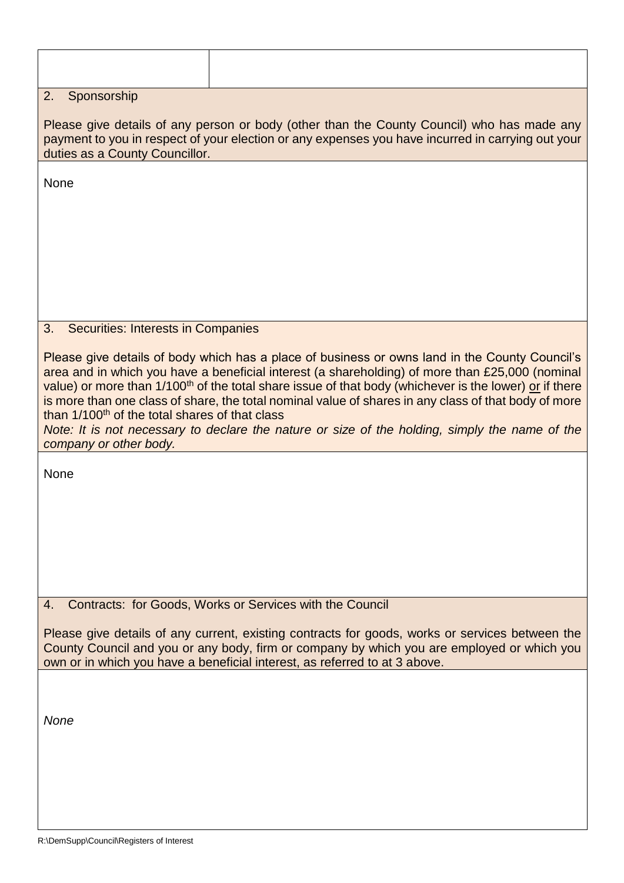| | |
|---|---|
| | |

## 2. Sponsorship

Please give details of any person or body (other than the County Council) who has made any payment to you in respect of your election or any expenses you have incurred in carrying out your duties as a County Councillor.

None

## 3. Securities: Interests in Companies

Please give details of body which has a place of business or owns land in the County Council's area and in which you have a beneficial interest (a shareholding) of more than £25,000 (nominal value) or more than 1/100th of the total share issue of that body (whichever is the lower) or if there is more than one class of share, the total nominal value of shares in any class of that body of more than 1/100th of the total shares of that class

*Note: It is not necessary to declare the nature or size of the holding, simply the name of the company or other body.*

None

## 4. Contracts: for Goods, Works or Services with the Council

Please give details of any current, existing contracts for goods, works or services between the County Council and you or any body, firm or company by which you are employed or which you own or in which you have a beneficial interest, as referred to at 3 above.

*None*

R:\DemSupp\Council\Registers of Interest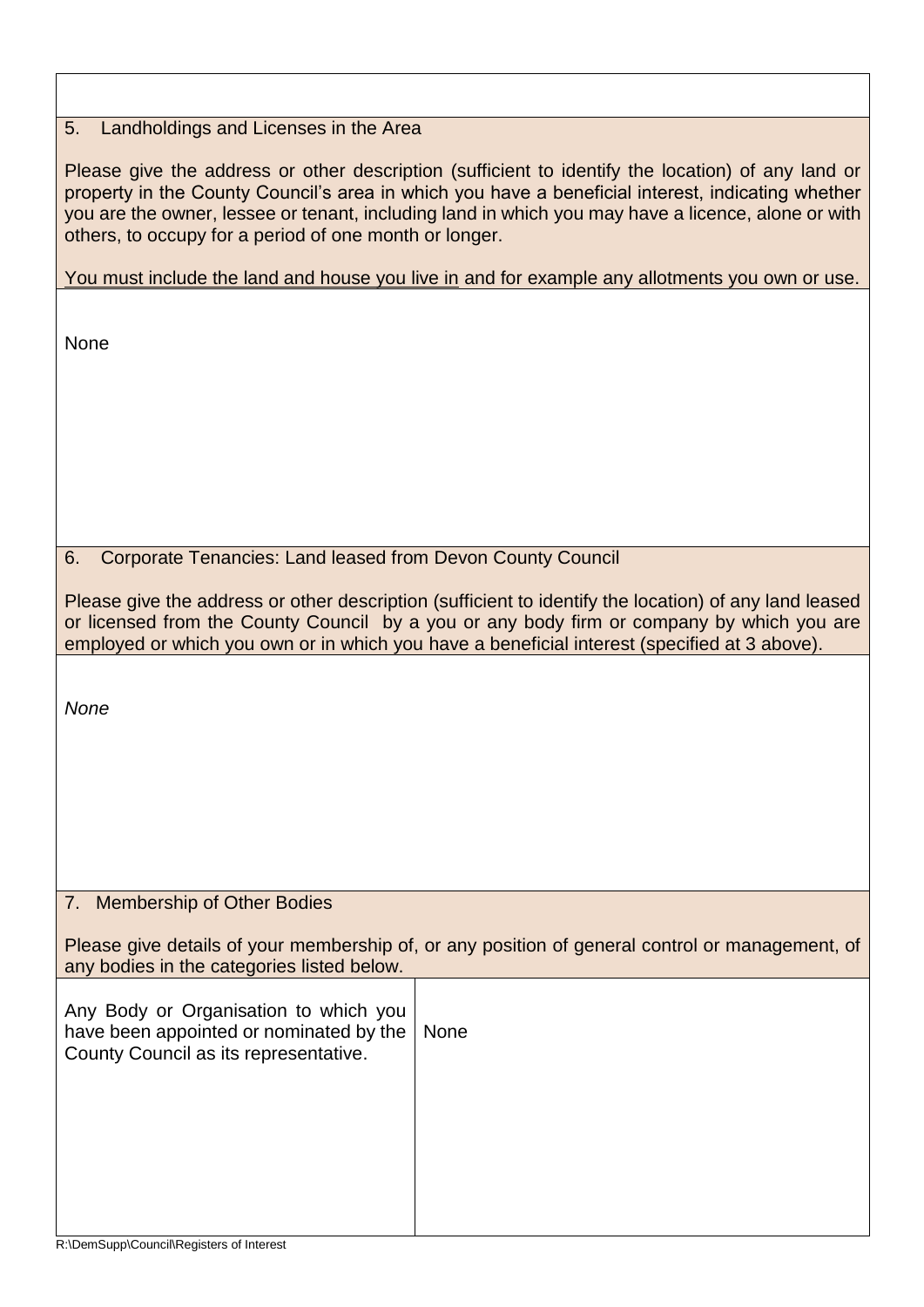## 5. Landholdings and Licenses in the Area

Please give the address or other description (sufficient to identify the location) of any land or property in the County Council's area in which you have a beneficial interest, indicating whether you are the owner, lessee or tenant, including land in which you may have a licence, alone or with others, to occupy for a period of one month or longer.

<u>You must include the land and house you live in</u> and for example any allotments you own or use.

None

## 6. Corporate Tenancies: Land leased from Devon County Council

Please give the address or other description (sufficient to identify the location) of any land leased or licensed from the County Council by a you or any body firm or company by which you are employed or which you own or in which you have a beneficial interest (specified at 3 above).

*None*

## 7. Membership of Other Bodies

Please give details of your membership of, or any position of general control or management, of any bodies in the categories listed below.

| | |
|---|---|
| Any Body or Organisation to which you have been appointed or nominated by the County Council as its representative. | None |

R:\DemSupp\Council\Registers of Interest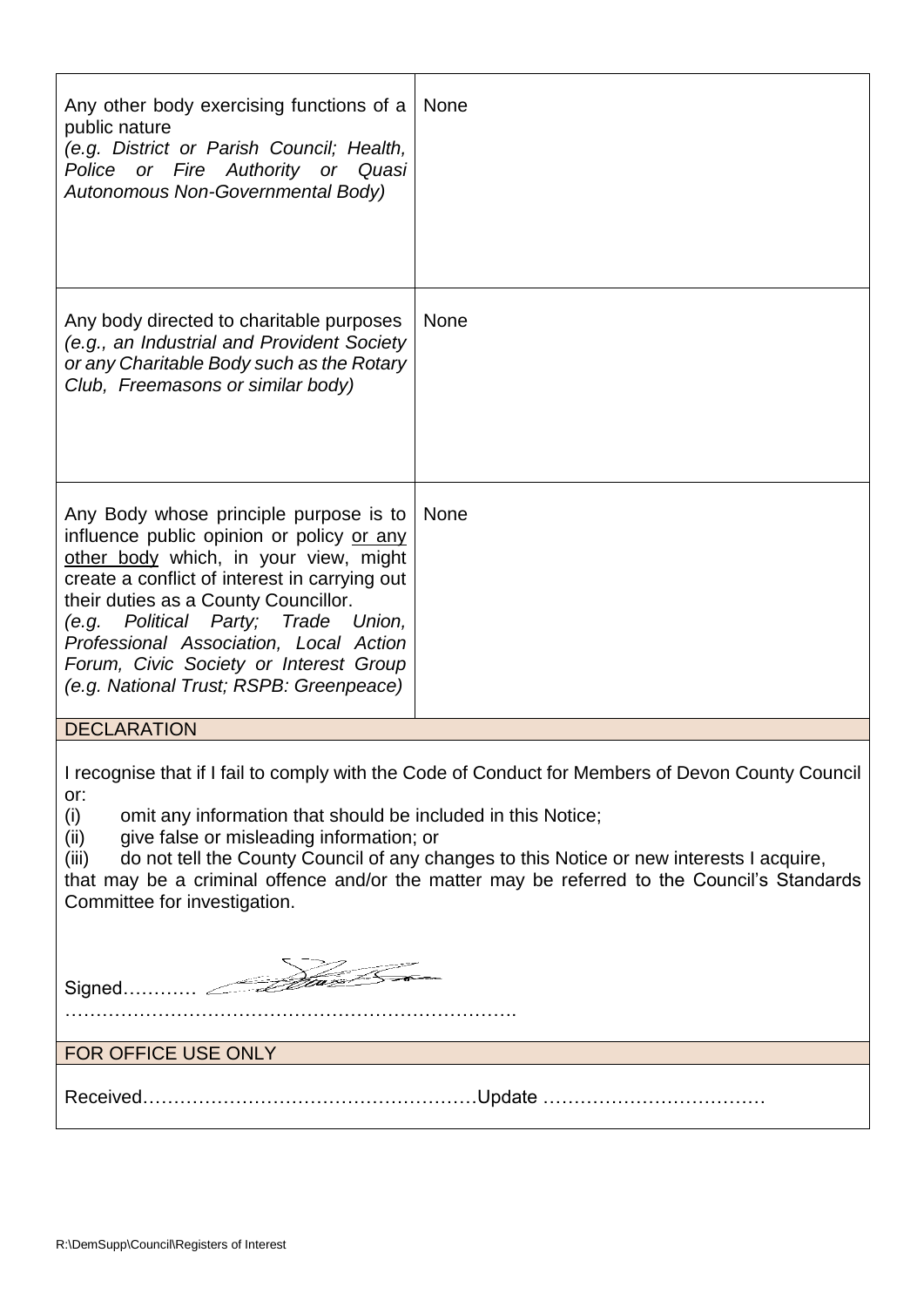| | |
|---|---|
| Any other body exercising functions of a public nature *(e.g. District or Parish Council; Health, Police or Fire Authority or Quasi Autonomous Non-Governmental Body)* | None |
| Any body directed to charitable purposes *(e.g., an Industrial and Provident Society or any Charitable Body such as the Rotary Club, Freemasons or similar body)* | None |
| Any Body whose principle purpose is to influence public opinion or policy <u>or any other body</u> which, in your view, might create a conflict of interest in carrying out their duties as a County Councillor. *(e.g. Political Party; Trade Union, Professional Association, Local Action Forum, Civic Society or Interest Group (e.g. National Trust; RSPB: Greenpeace)* | None |

## DECLARATION

I recognise that if I fail to comply with the Code of Conduct for Members of Devon County Council or:

(i) omit any information that should be included in this Notice;
(ii) give false or misleading information; or
(iii) do not tell the County Council of any changes to this Notice or new interests I acquire,

that may be a criminal offence and/or the matter may be referred to the Council's Standards Committee for investigation.

Signed…………

…………………………………………………………………

## FOR OFFICE USE ONLY

Received………………………………………………Update ………………………………

R:\DemSupp\Council\Registers of Interest